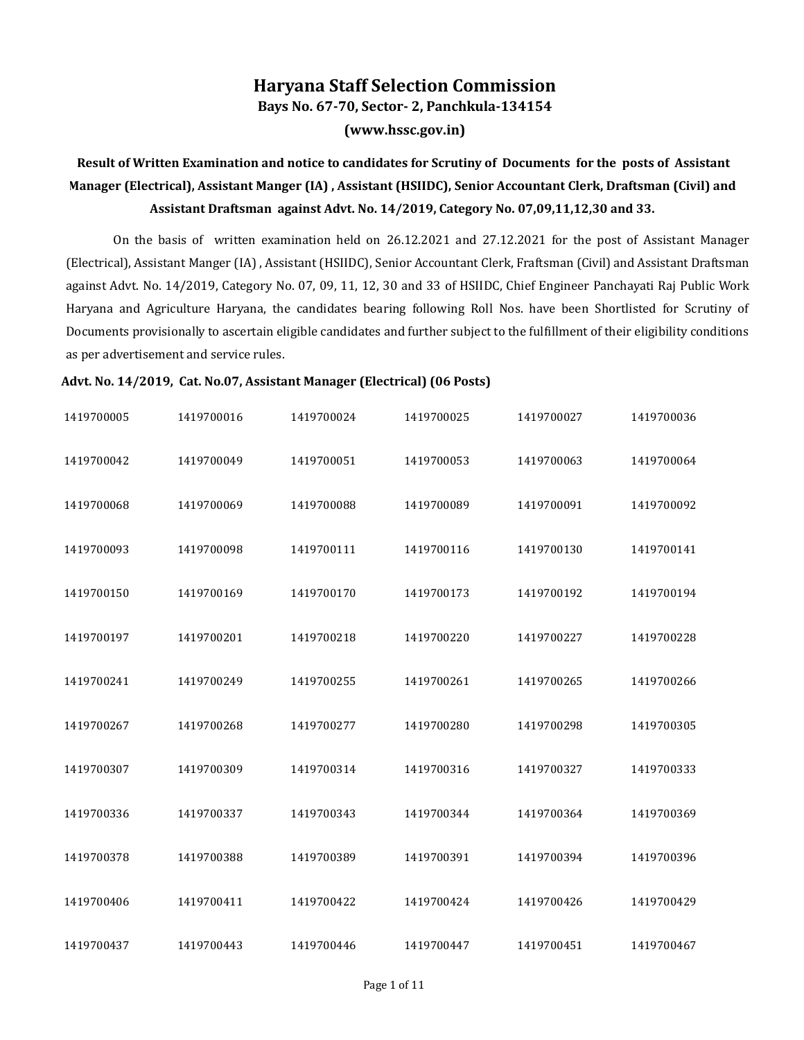# Haryana Staff Selection Commission

**Bays No. 67-70, Sector- 2, Panchkula-134154**

**(www.hssc.gov.in)**

**Result of Written Examination and notice to candidates for Scrutiny of Documents for the posts of Assistant Manager (Electrical), Assistant Manger (IA) , Assistant (HSIIDC), Senior Accountant Clerk, Draftsman (Civil) and Assistant Draftsman against Advt. No. 14/2019, Category No. 07,09,11,12,30 and 33.**

On the basis of written examination held on 26.12.2021 and 27.12.2021 for the post of Assistant Manager (Electrical), Assistant Manger (IA) , Assistant (HSIIDC), Senior Accountant Clerk, Fraftsman (Civil) and Assistant Draftsman against Advt. No. 14/2019, Category No. 07, 09, 11, 12, 30 and 33 of HSIIDC, Chief Engineer Panchayati Raj Public Work Haryana and Agriculture Haryana, the candidates bearing following Roll Nos. have been Shortlisted for Scrutiny of Documents provisionally to ascertain eligible candidates and further subject to the fulfillment of their eligibility conditions as per advertisement and service rules.

**Advt. No. 14/2019, Cat. No.07, Assistant Manager (Electrical) (06 Posts)**

| | | | | | |
|---|---|---|---|---|---|
| 1419700005 | 1419700016 | 1419700024 | 1419700025 | 1419700027 | 1419700036 |
| 1419700042 | 1419700049 | 1419700051 | 1419700053 | 1419700063 | 1419700064 |
| 1419700068 | 1419700069 | 1419700088 | 1419700089 | 1419700091 | 1419700092 |
| 1419700093 | 1419700098 | 1419700111 | 1419700116 | 1419700130 | 1419700141 |
| 1419700150 | 1419700169 | 1419700170 | 1419700173 | 1419700192 | 1419700194 |
| 1419700197 | 1419700201 | 1419700218 | 1419700220 | 1419700227 | 1419700228 |
| 1419700241 | 1419700249 | 1419700255 | 1419700261 | 1419700265 | 1419700266 |
| 1419700267 | 1419700268 | 1419700277 | 1419700280 | 1419700298 | 1419700305 |
| 1419700307 | 1419700309 | 1419700314 | 1419700316 | 1419700327 | 1419700333 |
| 1419700336 | 1419700337 | 1419700343 | 1419700344 | 1419700364 | 1419700369 |
| 1419700378 | 1419700388 | 1419700389 | 1419700391 | 1419700394 | 1419700396 |
| 1419700406 | 1419700411 | 1419700422 | 1419700424 | 1419700426 | 1419700429 |
| 1419700437 | 1419700443 | 1419700446 | 1419700447 | 1419700451 | 1419700467 |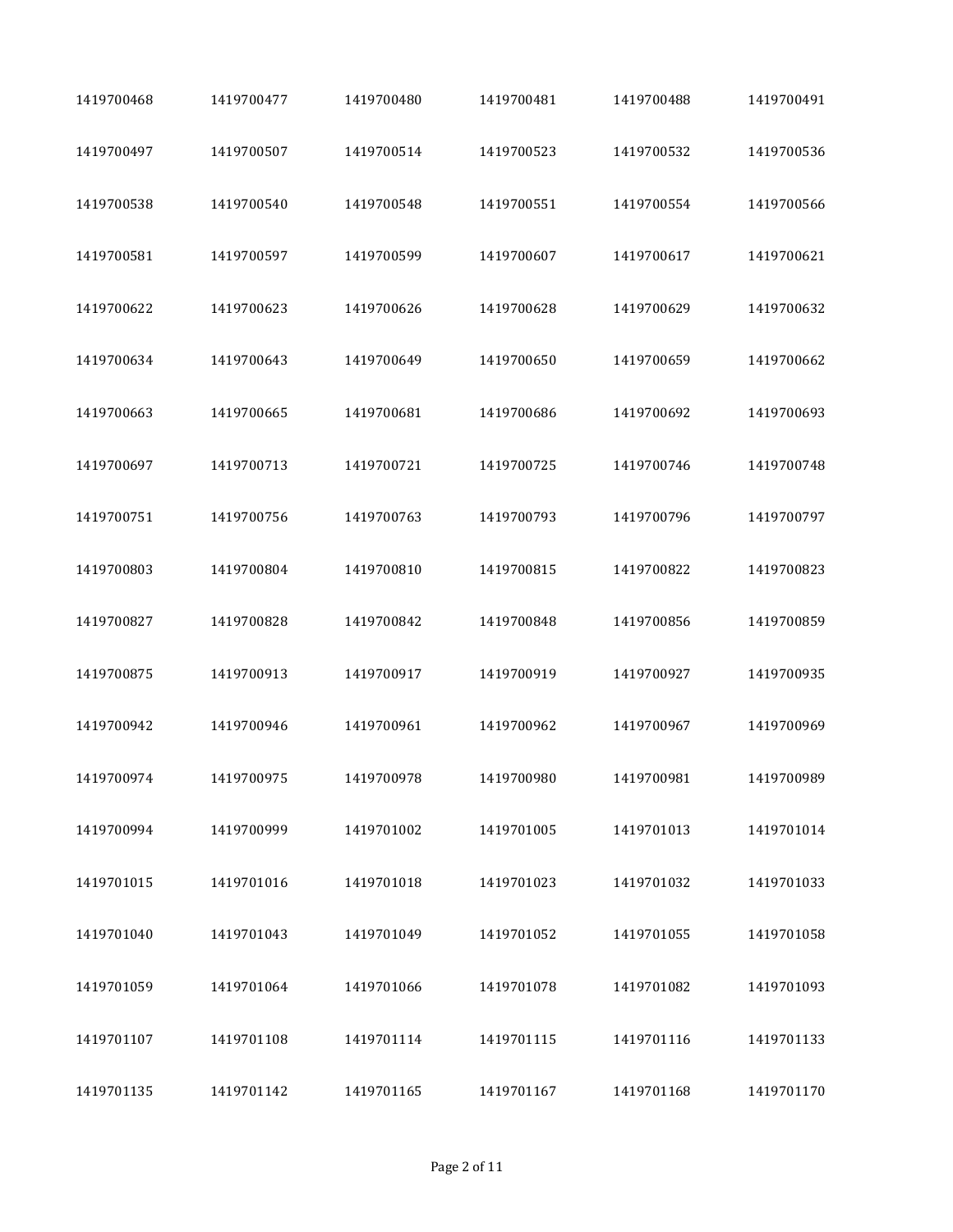| | | | | | |
|---|---|---|---|---|---|
| 1419700468 | 1419700477 | 1419700480 | 1419700481 | 1419700488 | 1419700491 |
| 1419700497 | 1419700507 | 1419700514 | 1419700523 | 1419700532 | 1419700536 |
| 1419700538 | 1419700540 | 1419700548 | 1419700551 | 1419700554 | 1419700566 |
| 1419700581 | 1419700597 | 1419700599 | 1419700607 | 1419700617 | 1419700621 |
| 1419700622 | 1419700623 | 1419700626 | 1419700628 | 1419700629 | 1419700632 |
| 1419700634 | 1419700643 | 1419700649 | 1419700650 | 1419700659 | 1419700662 |
| 1419700663 | 1419700665 | 1419700681 | 1419700686 | 1419700692 | 1419700693 |
| 1419700697 | 1419700713 | 1419700721 | 1419700725 | 1419700746 | 1419700748 |
| 1419700751 | 1419700756 | 1419700763 | 1419700793 | 1419700796 | 1419700797 |
| 1419700803 | 1419700804 | 1419700810 | 1419700815 | 1419700822 | 1419700823 |
| 1419700827 | 1419700828 | 1419700842 | 1419700848 | 1419700856 | 1419700859 |
| 1419700875 | 1419700913 | 1419700917 | 1419700919 | 1419700927 | 1419700935 |
| 1419700942 | 1419700946 | 1419700961 | 1419700962 | 1419700967 | 1419700969 |
| 1419700974 | 1419700975 | 1419700978 | 1419700980 | 1419700981 | 1419700989 |
| 1419700994 | 1419700999 | 1419701002 | 1419701005 | 1419701013 | 1419701014 |
| 1419701015 | 1419701016 | 1419701018 | 1419701023 | 1419701032 | 1419701033 |
| 1419701040 | 1419701043 | 1419701049 | 1419701052 | 1419701055 | 1419701058 |
| 1419701059 | 1419701064 | 1419701066 | 1419701078 | 1419701082 | 1419701093 |
| 1419701107 | 1419701108 | 1419701114 | 1419701115 | 1419701116 | 1419701133 |
| 1419701135 | 1419701142 | 1419701165 | 1419701167 | 1419701168 | 1419701170 |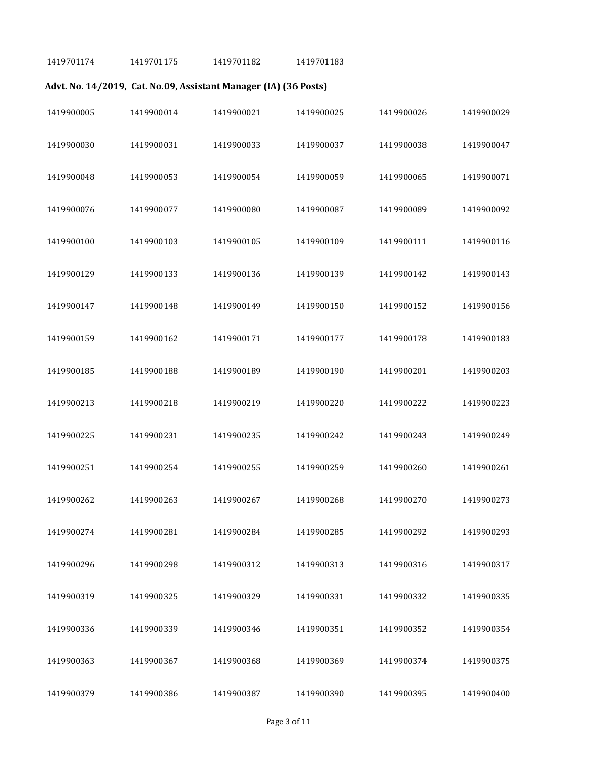| | | | | | |
|---|---|---|---|---|---|
| 1419701174 | 1419701175 | 1419701182 | 1419701183 | | |

**Advt. No. 14/2019, Cat. No.09, Assistant Manager (IA) (36 Posts)**

| | | | | | |
|---|---|---|---|---|---|
| 1419900005 | 1419900014 | 1419900021 | 1419900025 | 1419900026 | 1419900029 |
| 1419900030 | 1419900031 | 1419900033 | 1419900037 | 1419900038 | 1419900047 |
| 1419900048 | 1419900053 | 1419900054 | 1419900059 | 1419900065 | 1419900071 |
| 1419900076 | 1419900077 | 1419900080 | 1419900087 | 1419900089 | 1419900092 |
| 1419900100 | 1419900103 | 1419900105 | 1419900109 | 1419900111 | 1419900116 |
| 1419900129 | 1419900133 | 1419900136 | 1419900139 | 1419900142 | 1419900143 |
| 1419900147 | 1419900148 | 1419900149 | 1419900150 | 1419900152 | 1419900156 |
| 1419900159 | 1419900162 | 1419900171 | 1419900177 | 1419900178 | 1419900183 |
| 1419900185 | 1419900188 | 1419900189 | 1419900190 | 1419900201 | 1419900203 |
| 1419900213 | 1419900218 | 1419900219 | 1419900220 | 1419900222 | 1419900223 |
| 1419900225 | 1419900231 | 1419900235 | 1419900242 | 1419900243 | 1419900249 |
| 1419900251 | 1419900254 | 1419900255 | 1419900259 | 1419900260 | 1419900261 |
| 1419900262 | 1419900263 | 1419900267 | 1419900268 | 1419900270 | 1419900273 |
| 1419900274 | 1419900281 | 1419900284 | 1419900285 | 1419900292 | 1419900293 |
| 1419900296 | 1419900298 | 1419900312 | 1419900313 | 1419900316 | 1419900317 |
| 1419900319 | 1419900325 | 1419900329 | 1419900331 | 1419900332 | 1419900335 |
| 1419900336 | 1419900339 | 1419900346 | 1419900351 | 1419900352 | 1419900354 |
| 1419900363 | 1419900367 | 1419900368 | 1419900369 | 1419900374 | 1419900375 |
| 1419900379 | 1419900386 | 1419900387 | 1419900390 | 1419900395 | 1419900400 |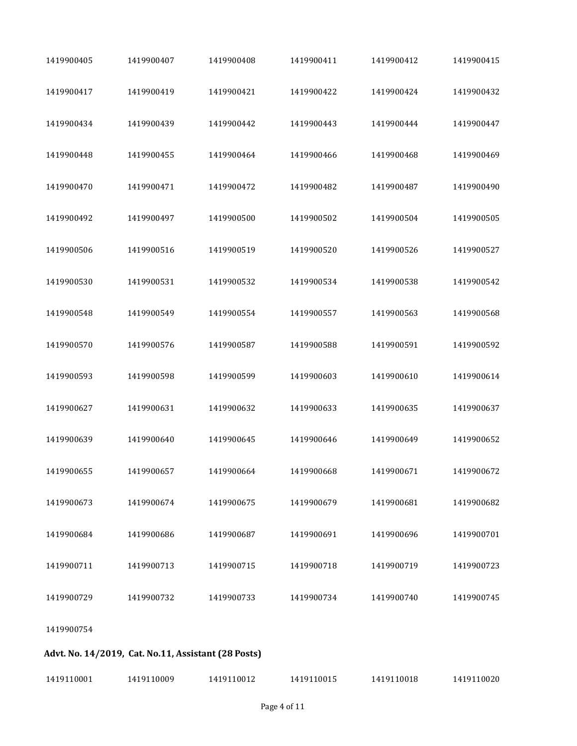| | | | | | |
|---|---|---|---|---|---|
| 1419900405 | 1419900407 | 1419900408 | 1419900411 | 1419900412 | 1419900415 |
| 1419900417 | 1419900419 | 1419900421 | 1419900422 | 1419900424 | 1419900432 |
| 1419900434 | 1419900439 | 1419900442 | 1419900443 | 1419900444 | 1419900447 |
| 1419900448 | 1419900455 | 1419900464 | 1419900466 | 1419900468 | 1419900469 |
| 1419900470 | 1419900471 | 1419900472 | 1419900482 | 1419900487 | 1419900490 |
| 1419900492 | 1419900497 | 1419900500 | 1419900502 | 1419900504 | 1419900505 |
| 1419900506 | 1419900516 | 1419900519 | 1419900520 | 1419900526 | 1419900527 |
| 1419900530 | 1419900531 | 1419900532 | 1419900534 | 1419900538 | 1419900542 |
| 1419900548 | 1419900549 | 1419900554 | 1419900557 | 1419900563 | 1419900568 |
| 1419900570 | 1419900576 | 1419900587 | 1419900588 | 1419900591 | 1419900592 |
| 1419900593 | 1419900598 | 1419900599 | 1419900603 | 1419900610 | 1419900614 |
| 1419900627 | 1419900631 | 1419900632 | 1419900633 | 1419900635 | 1419900637 |
| 1419900639 | 1419900640 | 1419900645 | 1419900646 | 1419900649 | 1419900652 |
| 1419900655 | 1419900657 | 1419900664 | 1419900668 | 1419900671 | 1419900672 |
| 1419900673 | 1419900674 | 1419900675 | 1419900679 | 1419900681 | 1419900682 |
| 1419900684 | 1419900686 | 1419900687 | 1419900691 | 1419900696 | 1419900701 |
| 1419900711 | 1419900713 | 1419900715 | 1419900718 | 1419900719 | 1419900723 |
| 1419900729 | 1419900732 | 1419900733 | 1419900734 | 1419900740 | 1419900745 |
| 1419900754 | | | | | |

**Advt. No. 14/2019, Cat. No.11, Assistant (28 Posts)**

| | | | | | |
|---|---|---|---|---|---|
| 1419110001 | 1419110009 | 1419110012 | 1419110015 | 1419110018 | 1419110020 |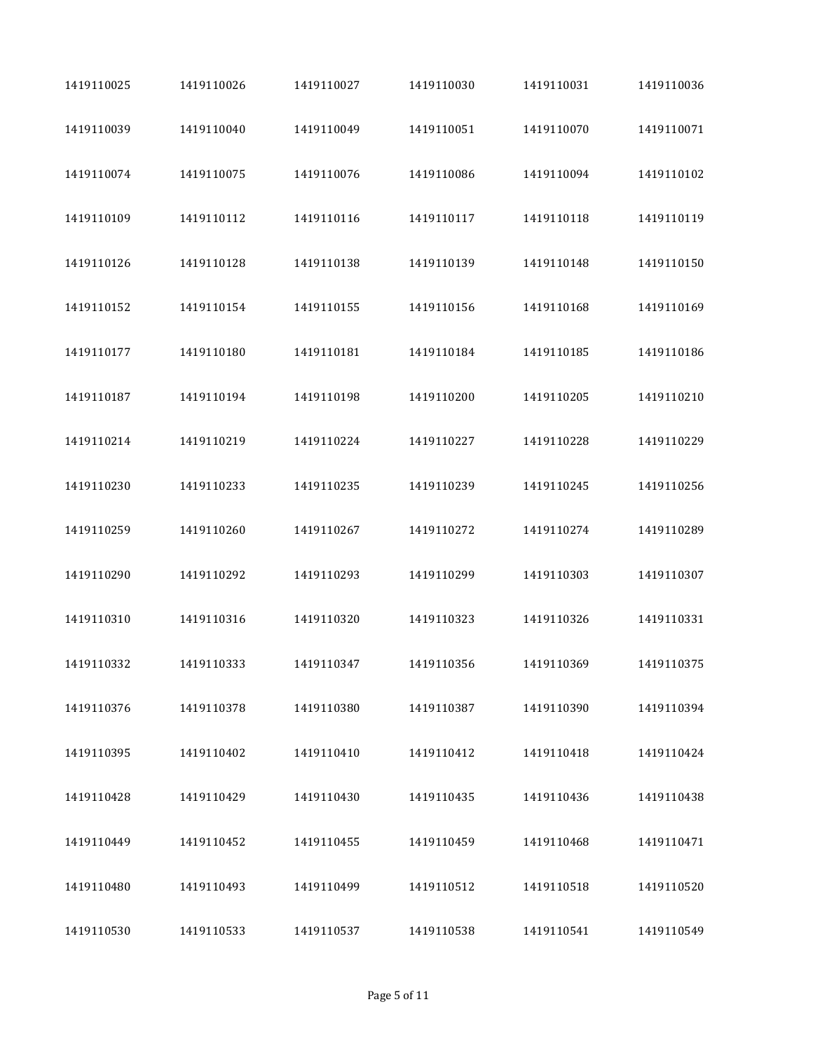| | | | | | |
|---|---|---|---|---|---|
| 1419110025 | 1419110026 | 1419110027 | 1419110030 | 1419110031 | 1419110036 |
| 1419110039 | 1419110040 | 1419110049 | 1419110051 | 1419110070 | 1419110071 |
| 1419110074 | 1419110075 | 1419110076 | 1419110086 | 1419110094 | 1419110102 |
| 1419110109 | 1419110112 | 1419110116 | 1419110117 | 1419110118 | 1419110119 |
| 1419110126 | 1419110128 | 1419110138 | 1419110139 | 1419110148 | 1419110150 |
| 1419110152 | 1419110154 | 1419110155 | 1419110156 | 1419110168 | 1419110169 |
| 1419110177 | 1419110180 | 1419110181 | 1419110184 | 1419110185 | 1419110186 |
| 1419110187 | 1419110194 | 1419110198 | 1419110200 | 1419110205 | 1419110210 |
| 1419110214 | 1419110219 | 1419110224 | 1419110227 | 1419110228 | 1419110229 |
| 1419110230 | 1419110233 | 1419110235 | 1419110239 | 1419110245 | 1419110256 |
| 1419110259 | 1419110260 | 1419110267 | 1419110272 | 1419110274 | 1419110289 |
| 1419110290 | 1419110292 | 1419110293 | 1419110299 | 1419110303 | 1419110307 |
| 1419110310 | 1419110316 | 1419110320 | 1419110323 | 1419110326 | 1419110331 |
| 1419110332 | 1419110333 | 1419110347 | 1419110356 | 1419110369 | 1419110375 |
| 1419110376 | 1419110378 | 1419110380 | 1419110387 | 1419110390 | 1419110394 |
| 1419110395 | 1419110402 | 1419110410 | 1419110412 | 1419110418 | 1419110424 |
| 1419110428 | 1419110429 | 1419110430 | 1419110435 | 1419110436 | 1419110438 |
| 1419110449 | 1419110452 | 1419110455 | 1419110459 | 1419110468 | 1419110471 |
| 1419110480 | 1419110493 | 1419110499 | 1419110512 | 1419110518 | 1419110520 |
| 1419110530 | 1419110533 | 1419110537 | 1419110538 | 1419110541 | 1419110549 |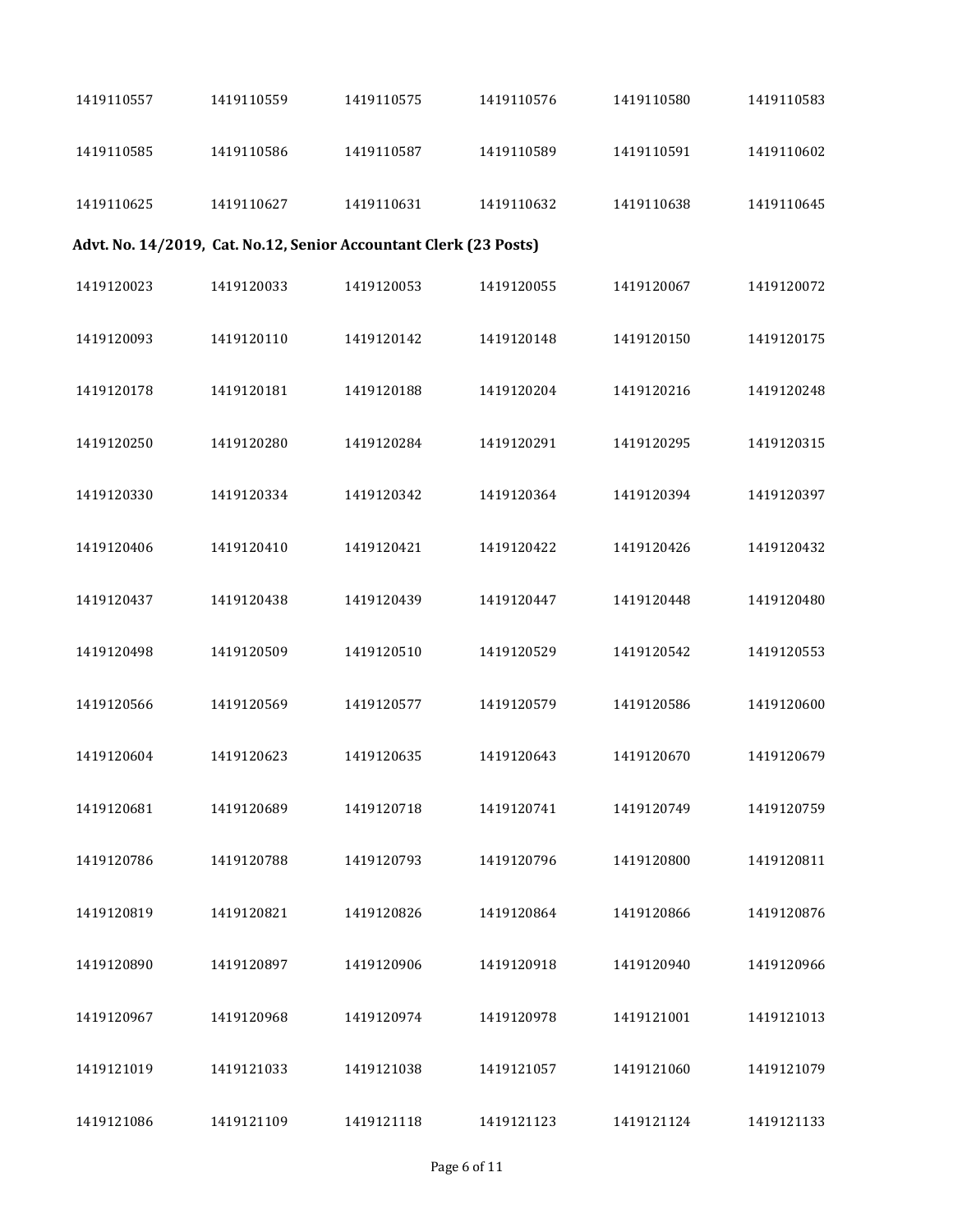| | | | | | |
|---|---|---|---|---|---|
| 1419110557 | 1419110559 | 1419110575 | 1419110576 | 1419110580 | 1419110583 |
| 1419110585 | 1419110586 | 1419110587 | 1419110589 | 1419110591 | 1419110602 |
| 1419110625 | 1419110627 | 1419110631 | 1419110632 | 1419110638 | 1419110645 |

**Advt. No. 14/2019, Cat. No.12, Senior Accountant Clerk (23 Posts)**

| | | | | | |
|---|---|---|---|---|---|
| 1419120023 | 1419120033 | 1419120053 | 1419120055 | 1419120067 | 1419120072 |
| 1419120093 | 1419120110 | 1419120142 | 1419120148 | 1419120150 | 1419120175 |
| 1419120178 | 1419120181 | 1419120188 | 1419120204 | 1419120216 | 1419120248 |
| 1419120250 | 1419120280 | 1419120284 | 1419120291 | 1419120295 | 1419120315 |
| 1419120330 | 1419120334 | 1419120342 | 1419120364 | 1419120394 | 1419120397 |
| 1419120406 | 1419120410 | 1419120421 | 1419120422 | 1419120426 | 1419120432 |
| 1419120437 | 1419120438 | 1419120439 | 1419120447 | 1419120448 | 1419120480 |
| 1419120498 | 1419120509 | 1419120510 | 1419120529 | 1419120542 | 1419120553 |
| 1419120566 | 1419120569 | 1419120577 | 1419120579 | 1419120586 | 1419120600 |
| 1419120604 | 1419120623 | 1419120635 | 1419120643 | 1419120670 | 1419120679 |
| 1419120681 | 1419120689 | 1419120718 | 1419120741 | 1419120749 | 1419120759 |
| 1419120786 | 1419120788 | 1419120793 | 1419120796 | 1419120800 | 1419120811 |
| 1419120819 | 1419120821 | 1419120826 | 1419120864 | 1419120866 | 1419120876 |
| 1419120890 | 1419120897 | 1419120906 | 1419120918 | 1419120940 | 1419120966 |
| 1419120967 | 1419120968 | 1419120974 | 1419120978 | 1419121001 | 1419121013 |
| 1419121019 | 1419121033 | 1419121038 | 1419121057 | 1419121060 | 1419121079 |
| 1419121086 | 1419121109 | 1419121118 | 1419121123 | 1419121124 | 1419121133 |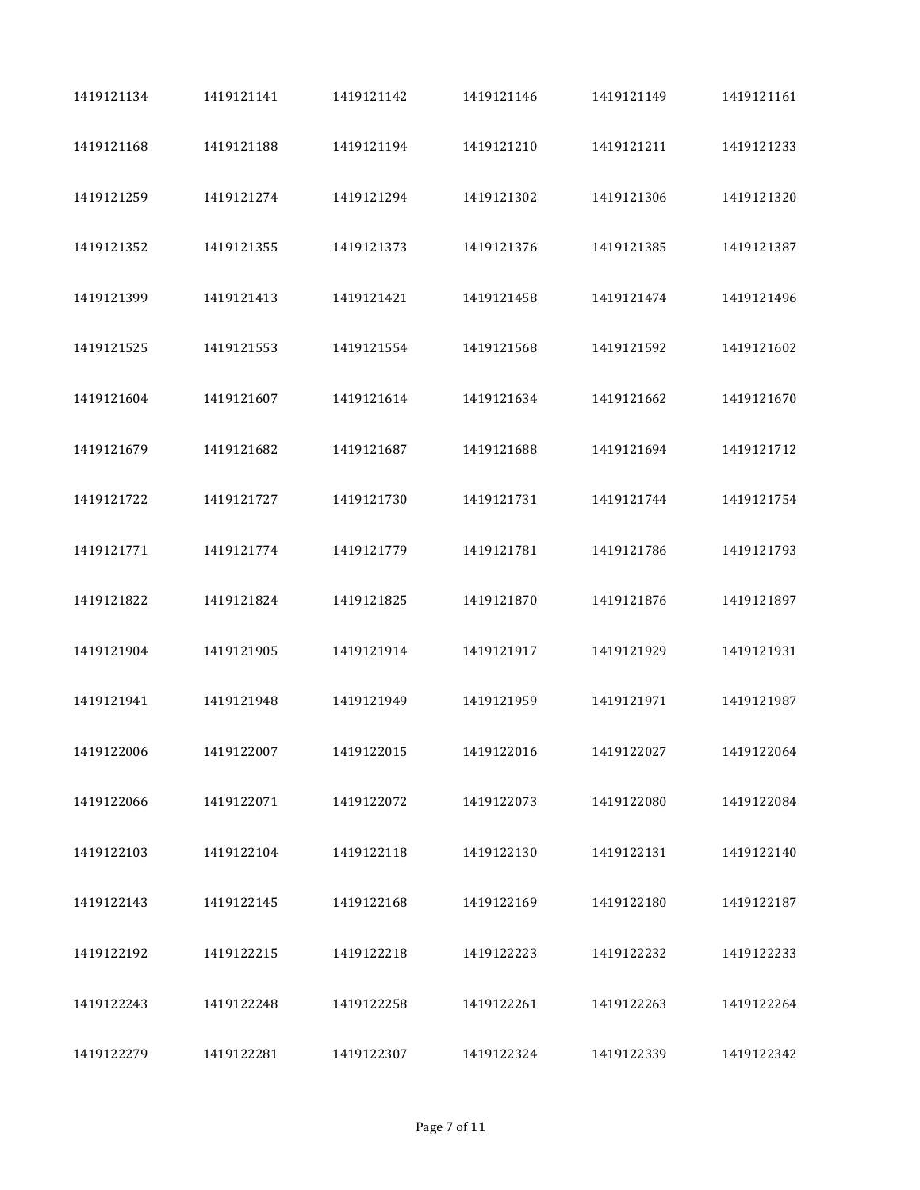| | | | | | |
|---|---|---|---|---|---|
| 1419121134 | 1419121141 | 1419121142 | 1419121146 | 1419121149 | 1419121161 |
| 1419121168 | 1419121188 | 1419121194 | 1419121210 | 1419121211 | 1419121233 |
| 1419121259 | 1419121274 | 1419121294 | 1419121302 | 1419121306 | 1419121320 |
| 1419121352 | 1419121355 | 1419121373 | 1419121376 | 1419121385 | 1419121387 |
| 1419121399 | 1419121413 | 1419121421 | 1419121458 | 1419121474 | 1419121496 |
| 1419121525 | 1419121553 | 1419121554 | 1419121568 | 1419121592 | 1419121602 |
| 1419121604 | 1419121607 | 1419121614 | 1419121634 | 1419121662 | 1419121670 |
| 1419121679 | 1419121682 | 1419121687 | 1419121688 | 1419121694 | 1419121712 |
| 1419121722 | 1419121727 | 1419121730 | 1419121731 | 1419121744 | 1419121754 |
| 1419121771 | 1419121774 | 1419121779 | 1419121781 | 1419121786 | 1419121793 |
| 1419121822 | 1419121824 | 1419121825 | 1419121870 | 1419121876 | 1419121897 |
| 1419121904 | 1419121905 | 1419121914 | 1419121917 | 1419121929 | 1419121931 |
| 1419121941 | 1419121948 | 1419121949 | 1419121959 | 1419121971 | 1419121987 |
| 1419122006 | 1419122007 | 1419122015 | 1419122016 | 1419122027 | 1419122064 |
| 1419122066 | 1419122071 | 1419122072 | 1419122073 | 1419122080 | 1419122084 |
| 1419122103 | 1419122104 | 1419122118 | 1419122130 | 1419122131 | 1419122140 |
| 1419122143 | 1419122145 | 1419122168 | 1419122169 | 1419122180 | 1419122187 |
| 1419122192 | 1419122215 | 1419122218 | 1419122223 | 1419122232 | 1419122233 |
| 1419122243 | 1419122248 | 1419122258 | 1419122261 | 1419122263 | 1419122264 |
| 1419122279 | 1419122281 | 1419122307 | 1419122324 | 1419122339 | 1419122342 |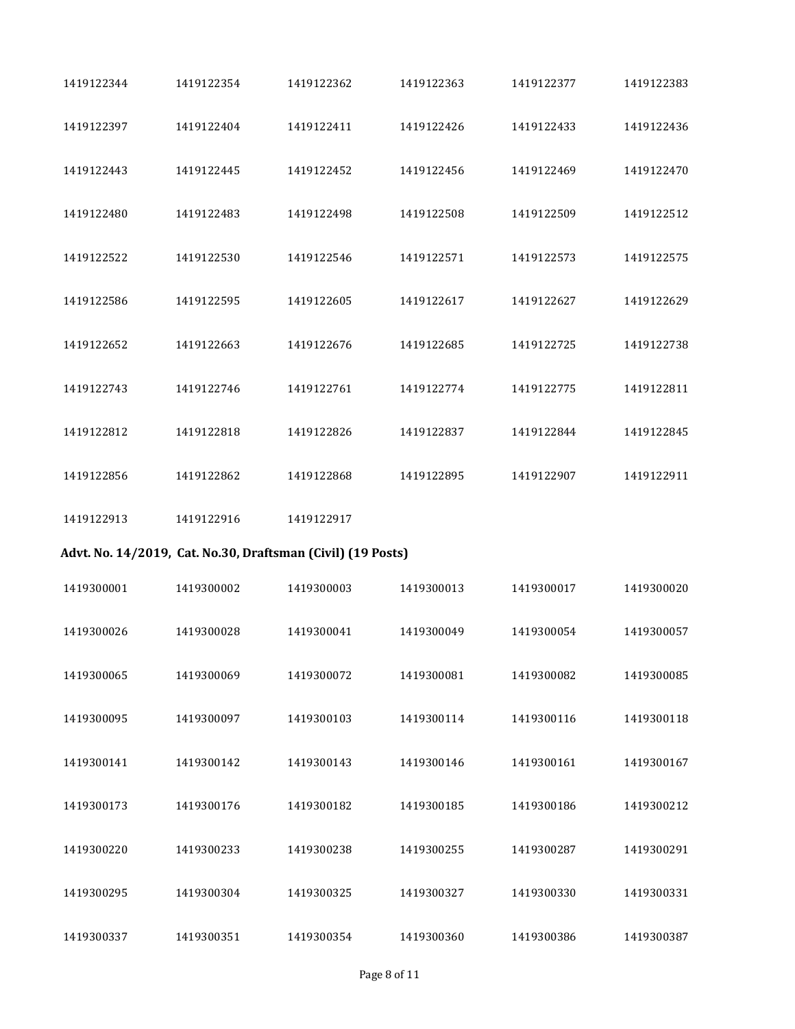| | | | | | |
|---|---|---|---|---|---|
| 1419122344 | 1419122354 | 1419122362 | 1419122363 | 1419122377 | 1419122383 |
| 1419122397 | 1419122404 | 1419122411 | 1419122426 | 1419122433 | 1419122436 |
| 1419122443 | 1419122445 | 1419122452 | 1419122456 | 1419122469 | 1419122470 |
| 1419122480 | 1419122483 | 1419122498 | 1419122508 | 1419122509 | 1419122512 |
| 1419122522 | 1419122530 | 1419122546 | 1419122571 | 1419122573 | 1419122575 |
| 1419122586 | 1419122595 | 1419122605 | 1419122617 | 1419122627 | 1419122629 |
| 1419122652 | 1419122663 | 1419122676 | 1419122685 | 1419122725 | 1419122738 |
| 1419122743 | 1419122746 | 1419122761 | 1419122774 | 1419122775 | 1419122811 |
| 1419122812 | 1419122818 | 1419122826 | 1419122837 | 1419122844 | 1419122845 |
| 1419122856 | 1419122862 | 1419122868 | 1419122895 | 1419122907 | 1419122911 |
| 1419122913 | 1419122916 | 1419122917 | | | |

**Advt. No. 14/2019, Cat. No.30, Draftsman (Civil) (19 Posts)**

| | | | | | |
|---|---|---|---|---|---|
| 1419300001 | 1419300002 | 1419300003 | 1419300013 | 1419300017 | 1419300020 |
| 1419300026 | 1419300028 | 1419300041 | 1419300049 | 1419300054 | 1419300057 |
| 1419300065 | 1419300069 | 1419300072 | 1419300081 | 1419300082 | 1419300085 |
| 1419300095 | 1419300097 | 1419300103 | 1419300114 | 1419300116 | 1419300118 |
| 1419300141 | 1419300142 | 1419300143 | 1419300146 | 1419300161 | 1419300167 |
| 1419300173 | 1419300176 | 1419300182 | 1419300185 | 1419300186 | 1419300212 |
| 1419300220 | 1419300233 | 1419300238 | 1419300255 | 1419300287 | 1419300291 |
| 1419300295 | 1419300304 | 1419300325 | 1419300327 | 1419300330 | 1419300331 |
| 1419300337 | 1419300351 | 1419300354 | 1419300360 | 1419300386 | 1419300387 |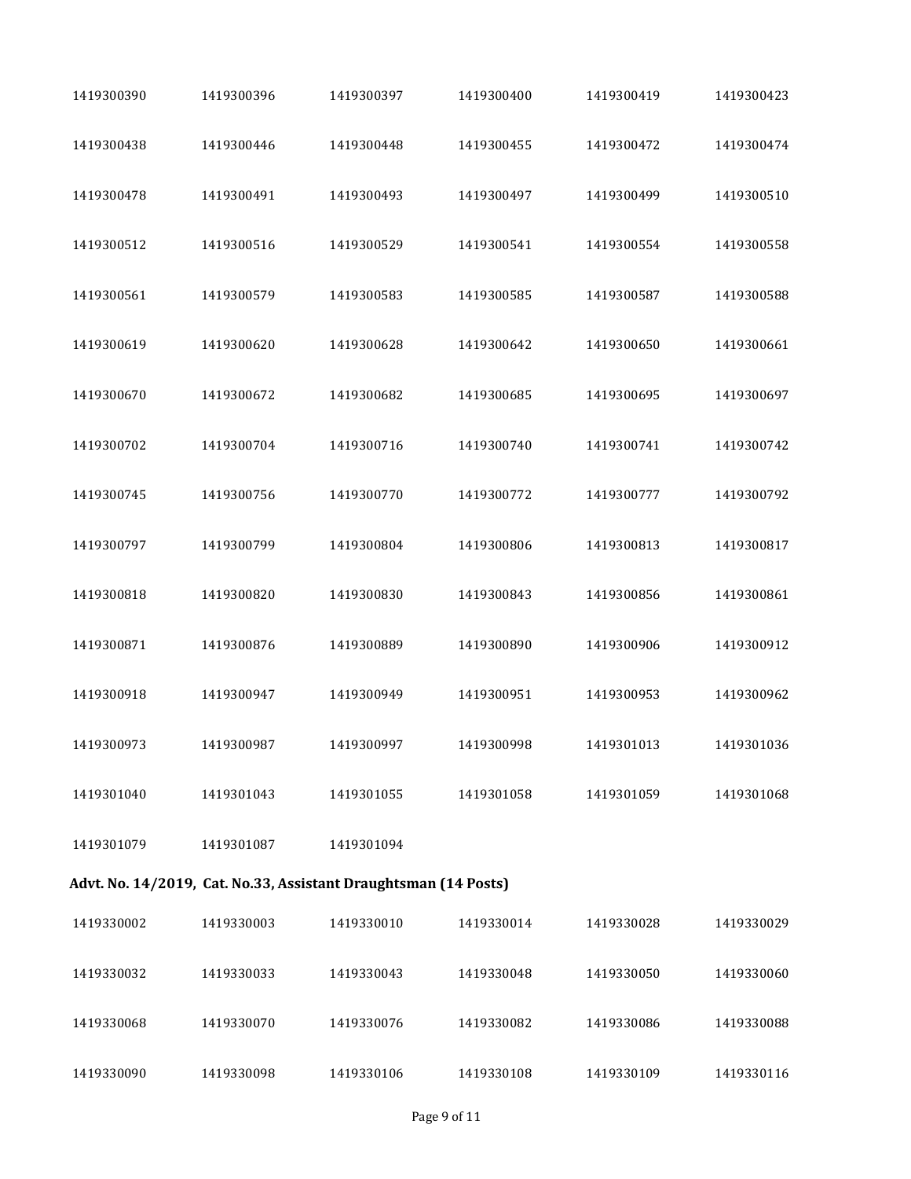| | | | | | |
|---|---|---|---|---|---|
| 1419300390 | 1419300396 | 1419300397 | 1419300400 | 1419300419 | 1419300423 |
| 1419300438 | 1419300446 | 1419300448 | 1419300455 | 1419300472 | 1419300474 |
| 1419300478 | 1419300491 | 1419300493 | 1419300497 | 1419300499 | 1419300510 |
| 1419300512 | 1419300516 | 1419300529 | 1419300541 | 1419300554 | 1419300558 |
| 1419300561 | 1419300579 | 1419300583 | 1419300585 | 1419300587 | 1419300588 |
| 1419300619 | 1419300620 | 1419300628 | 1419300642 | 1419300650 | 1419300661 |
| 1419300670 | 1419300672 | 1419300682 | 1419300685 | 1419300695 | 1419300697 |
| 1419300702 | 1419300704 | 1419300716 | 1419300740 | 1419300741 | 1419300742 |
| 1419300745 | 1419300756 | 1419300770 | 1419300772 | 1419300777 | 1419300792 |
| 1419300797 | 1419300799 | 1419300804 | 1419300806 | 1419300813 | 1419300817 |
| 1419300818 | 1419300820 | 1419300830 | 1419300843 | 1419300856 | 1419300861 |
| 1419300871 | 1419300876 | 1419300889 | 1419300890 | 1419300906 | 1419300912 |
| 1419300918 | 1419300947 | 1419300949 | 1419300951 | 1419300953 | 1419300962 |
| 1419300973 | 1419300987 | 1419300997 | 1419300998 | 1419301013 | 1419301036 |
| 1419301040 | 1419301043 | 1419301055 | 1419301058 | 1419301059 | 1419301068 |
| 1419301079 | 1419301087 | 1419301094 | | | |

**Advt. No. 14/2019, Cat. No.33, Assistant Draughtsman (14 Posts)**

| | | | | | |
|---|---|---|---|---|---|
| 1419330002 | 1419330003 | 1419330010 | 1419330014 | 1419330028 | 1419330029 |
| 1419330032 | 1419330033 | 1419330043 | 1419330048 | 1419330050 | 1419330060 |
| 1419330068 | 1419330070 | 1419330076 | 1419330082 | 1419330086 | 1419330088 |
| 1419330090 | 1419330098 | 1419330106 | 1419330108 | 1419330109 | 1419330116 |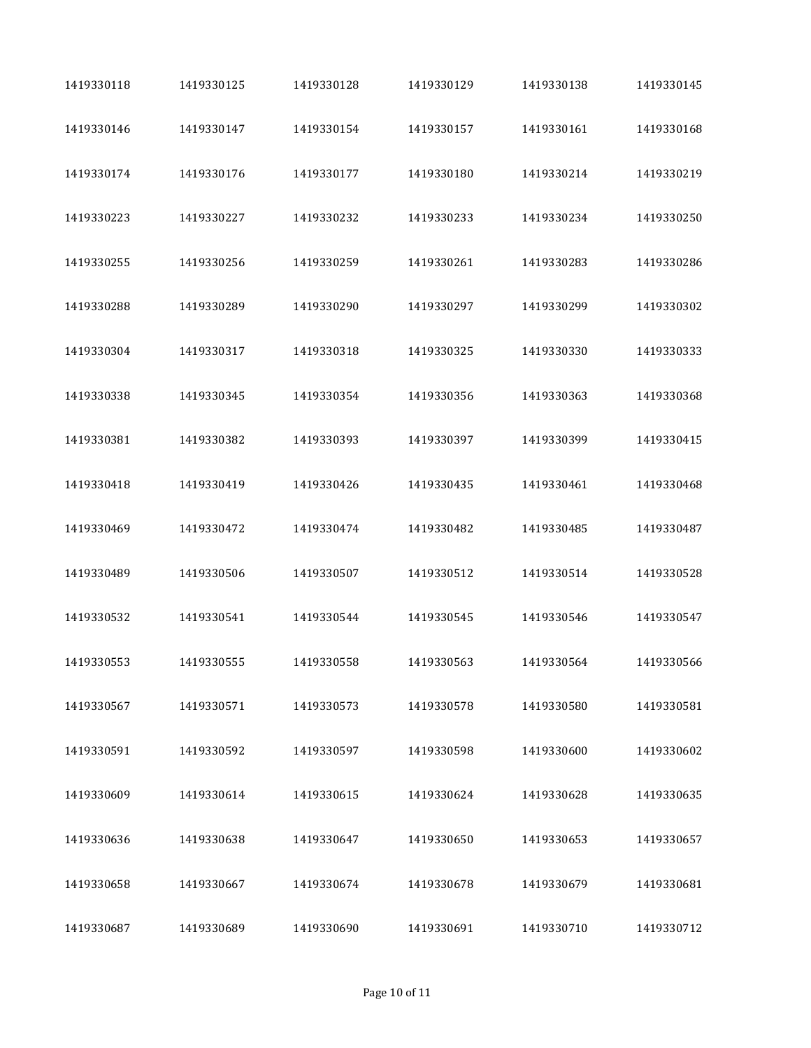| | | | | | |
|---|---|---|---|---|---|
| 1419330118 | 1419330125 | 1419330128 | 1419330129 | 1419330138 | 1419330145 |
| 1419330146 | 1419330147 | 1419330154 | 1419330157 | 1419330161 | 1419330168 |
| 1419330174 | 1419330176 | 1419330177 | 1419330180 | 1419330214 | 1419330219 |
| 1419330223 | 1419330227 | 1419330232 | 1419330233 | 1419330234 | 1419330250 |
| 1419330255 | 1419330256 | 1419330259 | 1419330261 | 1419330283 | 1419330286 |
| 1419330288 | 1419330289 | 1419330290 | 1419330297 | 1419330299 | 1419330302 |
| 1419330304 | 1419330317 | 1419330318 | 1419330325 | 1419330330 | 1419330333 |
| 1419330338 | 1419330345 | 1419330354 | 1419330356 | 1419330363 | 1419330368 |
| 1419330381 | 1419330382 | 1419330393 | 1419330397 | 1419330399 | 1419330415 |
| 1419330418 | 1419330419 | 1419330426 | 1419330435 | 1419330461 | 1419330468 |
| 1419330469 | 1419330472 | 1419330474 | 1419330482 | 1419330485 | 1419330487 |
| 1419330489 | 1419330506 | 1419330507 | 1419330512 | 1419330514 | 1419330528 |
| 1419330532 | 1419330541 | 1419330544 | 1419330545 | 1419330546 | 1419330547 |
| 1419330553 | 1419330555 | 1419330558 | 1419330563 | 1419330564 | 1419330566 |
| 1419330567 | 1419330571 | 1419330573 | 1419330578 | 1419330580 | 1419330581 |
| 1419330591 | 1419330592 | 1419330597 | 1419330598 | 1419330600 | 1419330602 |
| 1419330609 | 1419330614 | 1419330615 | 1419330624 | 1419330628 | 1419330635 |
| 1419330636 | 1419330638 | 1419330647 | 1419330650 | 1419330653 | 1419330657 |
| 1419330658 | 1419330667 | 1419330674 | 1419330678 | 1419330679 | 1419330681 |
| 1419330687 | 1419330689 | 1419330690 | 1419330691 | 1419330710 | 1419330712 |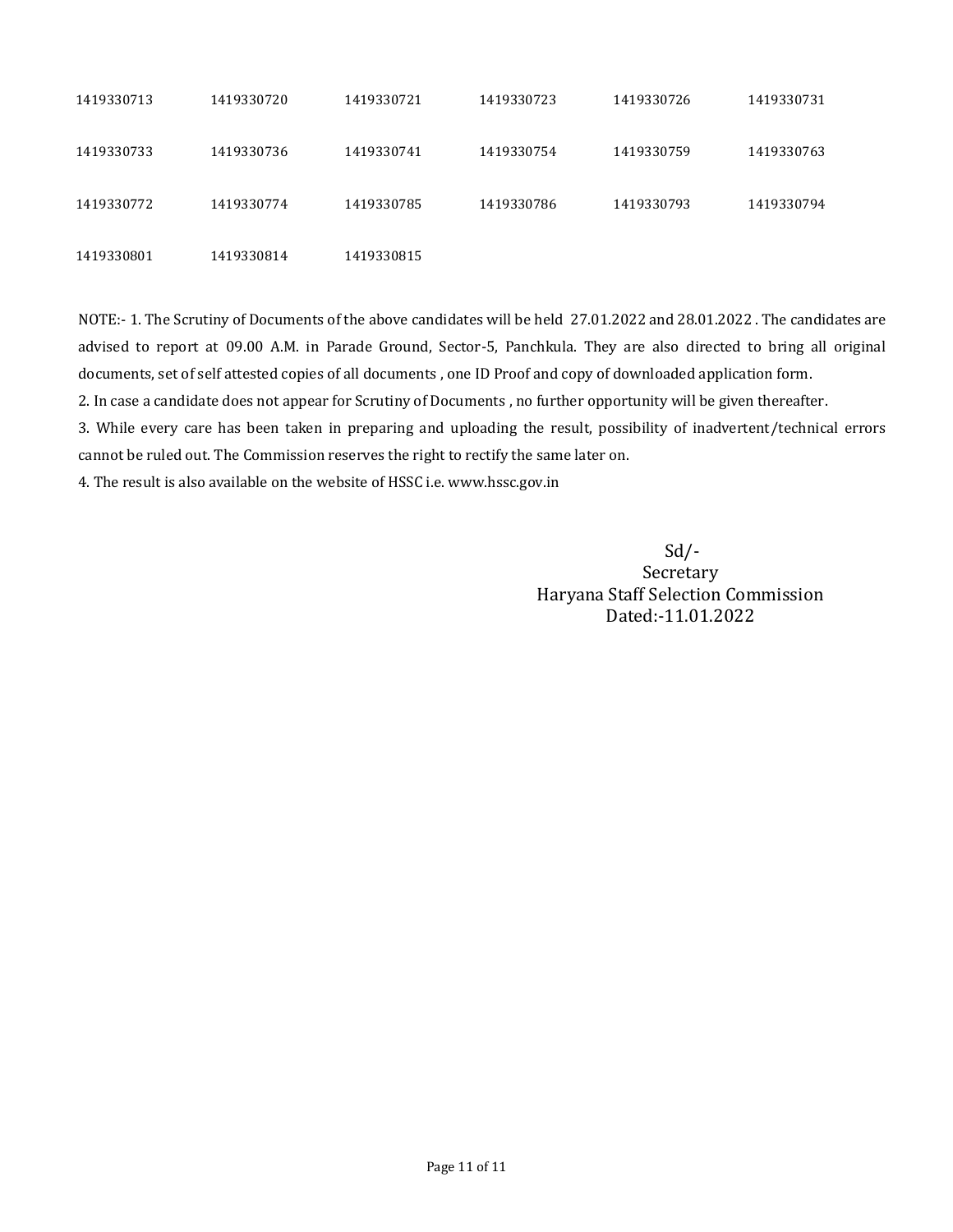| | | | | | |
|---|---|---|---|---|---|
| 1419330713 | 1419330720 | 1419330721 | 1419330723 | 1419330726 | 1419330731 |
| 1419330733 | 1419330736 | 1419330741 | 1419330754 | 1419330759 | 1419330763 |
| 1419330772 | 1419330774 | 1419330785 | 1419330786 | 1419330793 | 1419330794 |
| 1419330801 | 1419330814 | 1419330815 | | | |

NOTE:- 1. The Scrutiny of Documents of the above candidates will be held 27.01.2022 and 28.01.2022 . The candidates are advised to report at 09.00 A.M. in Parade Ground, Sector-5, Panchkula. They are also directed to bring all original documents, set of self attested copies of all documents , one ID Proof and copy of downloaded application form.

2. In case a candidate does not appear for Scrutiny of Documents , no further opportunity will be given thereafter.

3. While every care has been taken in preparing and uploading the result, possibility of inadvertent/technical errors cannot be ruled out. The Commission reserves the right to rectify the same later on.

4. The result is also available on the website of HSSC i.e. www.hssc.gov.in

Sd/-
Secretary
Haryana Staff Selection Commission
Dated:-11.01.2022